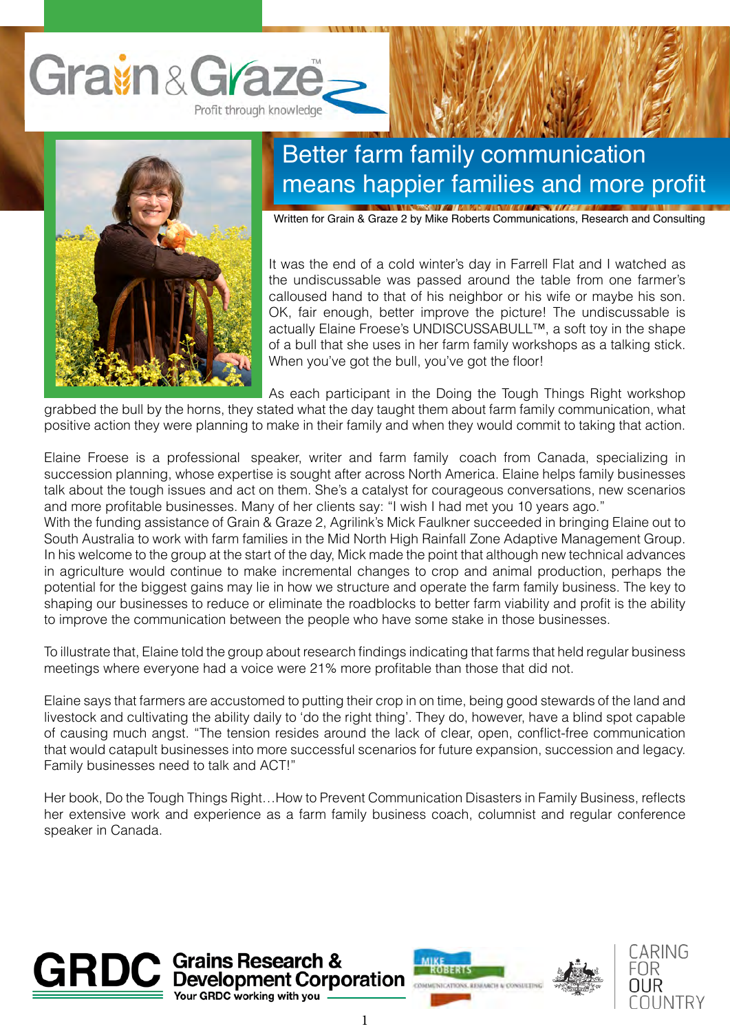Grain & Graze™

Profit through knowledge

# Better farm family communication means happier families and more profit

Written for Grain & Graze 2 by Mike Roberts Communications, Research and Consulting

It was the end of a cold winter's day in Farrell Flat and I watched as the undiscussable was passed around the table from one farmer's calloused hand to that of his neighbor or his wife or maybe his son. OK, fair enough, better improve the picture! The undiscussable is actually Elaine Froese's UNDISCUSSABULL™, a soft toy in the shape of a bull that she uses in her farm family workshops as a talking stick. When you've got the bull, you've got the floor!

As each participant in the Doing the Tough Things Right workshop grabbed the bull by the horns, they stated what the day taught them about farm family communication, what positive action they were planning to make in their family and when they would commit to taking that action.

Elaine Froese is a professional speaker, writer and farm family coach from Canada, specializing in succession planning, whose expertise is sought after across North America. Elaine helps family businesses talk about the tough issues and act on them. She's a catalyst for courageous conversations, new scenarios and more profitable businesses. Many of her clients say: "I wish I had met you 10 years ago."

With the funding assistance of Grain & Graze 2, Agrilink's Mick Faulkner succeeded in bringing Elaine out to South Australia to work with farm families in the Mid North High Rainfall Zone Adaptive Management Group. In his welcome to the group at the start of the day, Mick made the point that although new technical advances in agriculture would continue to make incremental changes to crop and animal production, perhaps the potential for the biggest gains may lie in how we structure and operate the farm family business. The key to shaping our businesses to reduce or eliminate the roadblocks to better farm viability and profit is the ability to improve the communication between the people who have some stake in those businesses.

To illustrate that, Elaine told the group about research findings indicating that farms that held regular business meetings where everyone had a voice were 21% more profitable than those that did not.

Elaine says that farmers are accustomed to putting their crop in on time, being good stewards of the land and livestock and cultivating the ability daily to 'do the right thing'. They do, however, have a blind spot capable of causing much angst. "The tension resides around the lack of clear, open, conflict-free communication that would catapult businesses into more successful scenarios for future expansion, succession and legacy. Family businesses need to talk and ACT!"

Her book, Do the Tough Things Right…How to Prevent Communication Disasters in Family Business, reflects her extensive work and experience as a farm family business coach, columnist and regular conference speaker in Canada.

GRDC Grains Research & Development Corporation — Your GRDC working with you

Mike Roberts Communications, Research & Consulting

CARING FOR OUR COUNTRY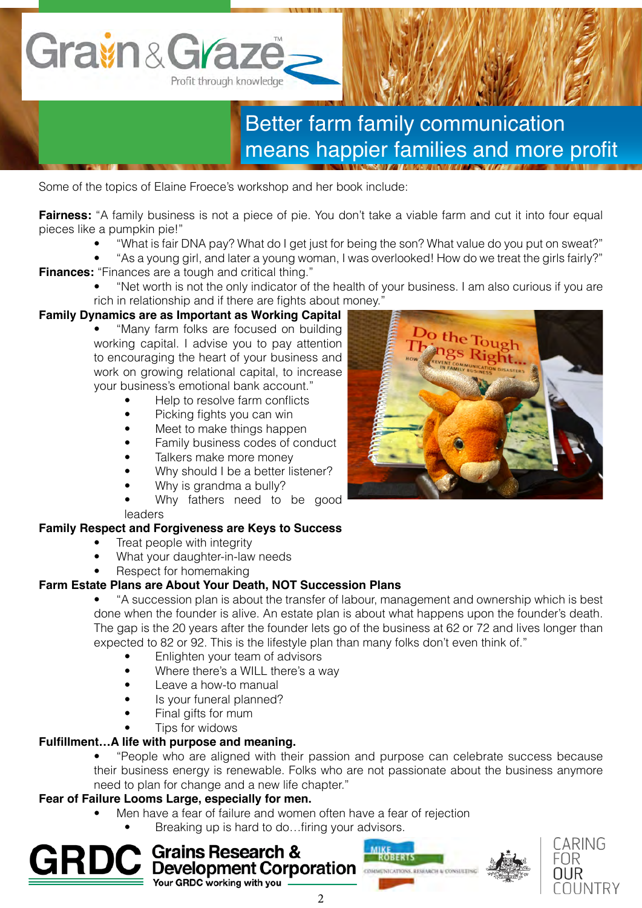# Better farm family communication means happier families and more profit

Some of the topics of Elaine Froece's workshop and her book include:

**Fairness:** "A family business is not a piece of pie. You don't take a viable farm and cut it into four equal pieces like a pumpkin pie!"

- "What is fair DNA pay? What do I get just for being the son? What value do you put on sweat?"
- "As a young girl, and later a young woman, I was overlooked! How do we treat the girls fairly?"

**Finances:** "Finances are a tough and critical thing."

- "Net worth is not the only indicator of the health of your business. I am also curious if you are rich in relationship and if there are fights about money."

**Family Dynamics are as Important as Working Capital**

- "Many farm folks are focused on building working capital. I advise you to pay attention to encouraging the heart of your business and work on growing relational capital, to increase your business's emotional bank account."
  - Help to resolve farm conflicts
  - Picking fights you can win
  - Meet to make things happen
  - Family business codes of conduct
  - Talkers make more money
  - Why should I be a better listener?
  - Why is grandma a bully?
  - Why fathers need to be good leaders

**Family Respect and Forgiveness are Keys to Success**

- Treat people with integrity
- What your daughter-in-law needs
- Respect for homemaking

**Farm Estate Plans are About Your Death, NOT Succession Plans**

- "A succession plan is about the transfer of labour, management and ownership which is best done when the founder is alive. An estate plan is about what happens upon the founder's death. The gap is the 20 years after the founder lets go of the business at 62 or 72 and lives longer than expected to 82 or 92. This is the lifestyle plan than many folks don't even think of."
  - Enlighten your team of advisors
  - Where there's a WILL there's a way
  - Leave a how-to manual
  - Is your funeral planned?
  - Final gifts for mum
  - Tips for widows

**Fulfillment…A life with purpose and meaning.**

- "People who are aligned with their passion and purpose can celebrate success because their business energy is renewable. Folks who are not passionate about the business anymore need to plan for change and a new life chapter."

**Fear of Failure Looms Large, especially for men.**

- Men have a fear of failure and women often have a fear of rejection
  - Breaking up is hard to do…firing your advisors.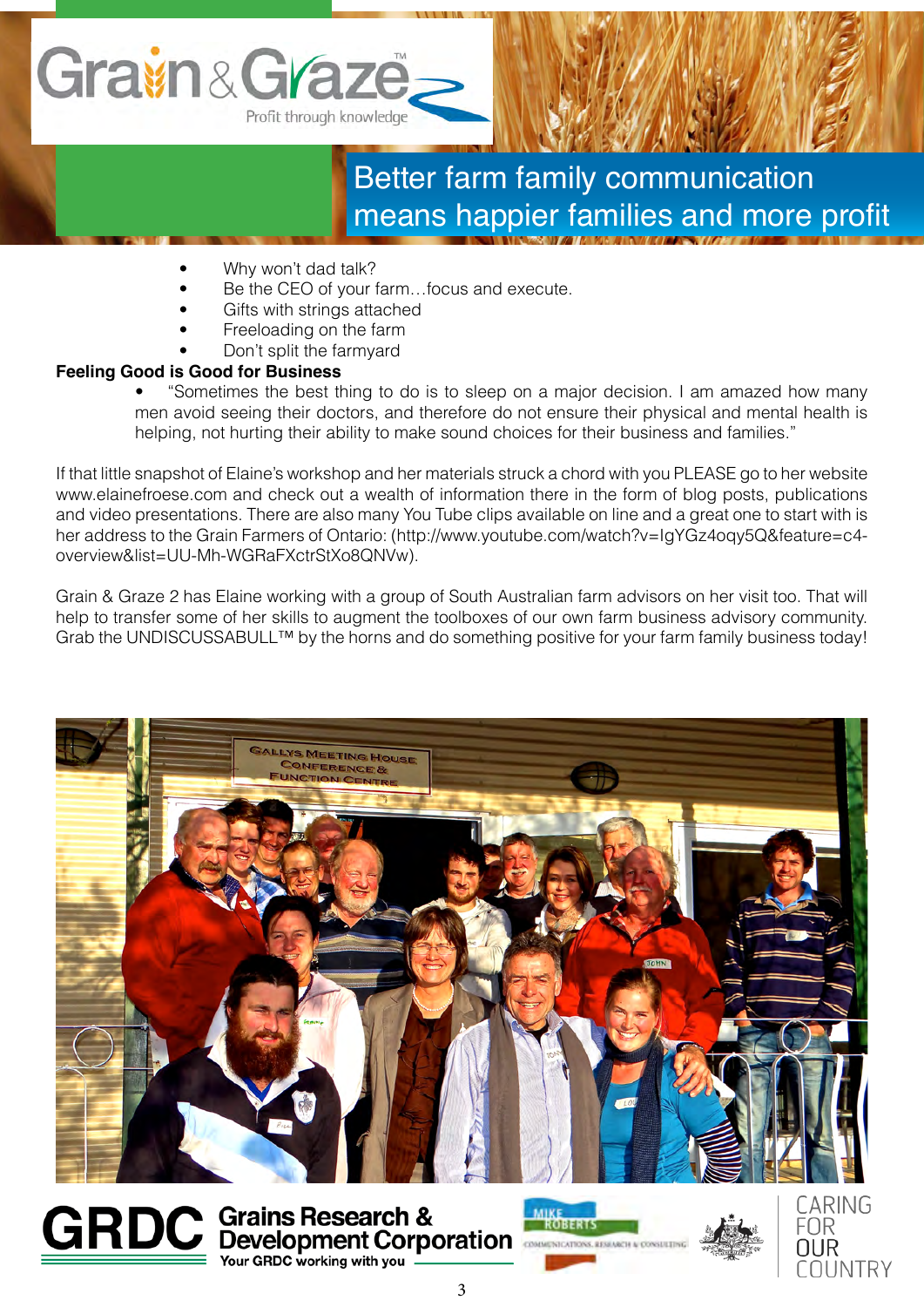# Better farm family communication means happier families and more profit

- Why won't dad talk?
- Be the CEO of your farm…focus and execute.
- Gifts with strings attached
- Freeloading on the farm
- Don't split the farmyard

**Feeling Good is Good for Business**

- "Sometimes the best thing to do is to sleep on a major decision. I am amazed how many men avoid seeing their doctors, and therefore do not ensure their physical and mental health is helping, not hurting their ability to make sound choices for their business and families."

If that little snapshot of Elaine's workshop and her materials struck a chord with you PLEASE go to her website www.elainefroese.com and check out a wealth of information there in the form of blog posts, publications and video presentations. There are also many You Tube clips available on line and a great one to start with is her address to the Grain Farmers of Ontario: (http://www.youtube.com/watch?v=IgYGz4oqy5Q&feature=c4-overview&list=UU-Mh-WGRaFXctrStXo8QNVw).

Grain & Graze 2 has Elaine working with a group of South Australian farm advisors on her visit too. That will help to transfer some of her skills to augment the toolboxes of our own farm business advisory community. Grab the UNDISCUSSABULL™ by the horns and do something positive for your farm family business today!